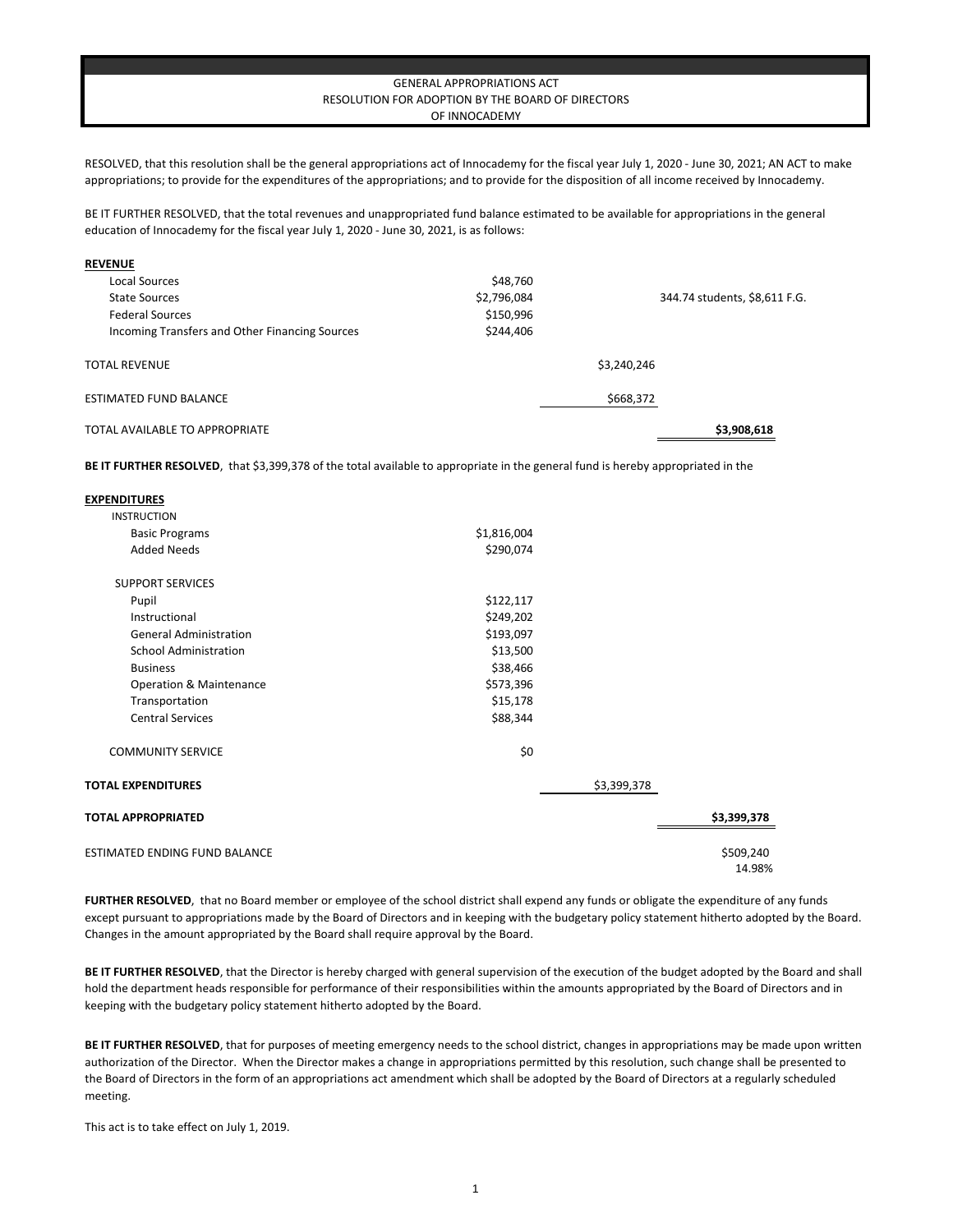# GENERAL APPROPRIATIONS ACT
## RESOLUTION FOR ADOPTION BY THE BOARD OF DIRECTORS
## OF INNOCADEMY

RESOLVED, that this resolution shall be the general appropriations act of Innocademy for the fiscal year July 1, 2020 - June 30, 2021; AN ACT to make appropriations; to provide for the expenditures of the appropriations; and to provide for the disposition of all income received by Innocademy.

BE IT FURTHER RESOLVED, that the total revenues and unappropriated fund balance estimated to be available for appropriations in the general education of Innocademy for the fiscal year July 1, 2020 - June 30, 2021, is as follows:

| **REVENUE** | | | |
|---|---|---|---|
| Local Sources | $48,760 | | |
| State Sources | $2,796,084 | | 344.74 students, $8,611 F.G. |
| Federal Sources | $150,996 | | |
| Incoming Transfers and Other Financing Sources | $244,406 | | |
| TOTAL REVENUE | | $3,240,246 | |
| ESTIMATED FUND BALANCE | | $668,372 | |
| TOTAL AVAILABLE TO APPROPRIATE | | | **$3,908,618** |

**BE IT FURTHER RESOLVED**, that $3,399,378 of the total available to appropriate in the general fund is hereby appropriated in the

| **EXPENDITURES** | | | |
|---|---|---|---|
| INSTRUCTION | | | |
| Basic Programs | $1,816,004 | | |
| Added Needs | $290,074 | | |
| SUPPORT SERVICES | | | |
| Pupil | $122,117 | | |
| Instructional | $249,202 | | |
| General Administration | $193,097 | | |
| School Administration | $13,500 | | |
| Business | $38,466 | | |
| Operation & Maintenance | $573,396 | | |
| Transportation | $15,178 | | |
| Central Services | $88,344 | | |
| COMMUNITY SERVICE | $0 | | |
| **TOTAL EXPENDITURES** | | $3,399,378 | |
| **TOTAL APPROPRIATED** | | | **$3,399,378** |
| ESTIMATED ENDING FUND BALANCE | | | $509,240 |
| | | | 14.98% |

**FURTHER RESOLVED**, that no Board member or employee of the school district shall expend any funds or obligate the expenditure of any funds except pursuant to appropriations made by the Board of Directors and in keeping with the budgetary policy statement hitherto adopted by the Board. Changes in the amount appropriated by the Board shall require approval by the Board.

**BE IT FURTHER RESOLVED**, that the Director is hereby charged with general supervision of the execution of the budget adopted by the Board and shall hold the department heads responsible for performance of their responsibilities within the amounts appropriated by the Board of Directors and in keeping with the budgetary policy statement hitherto adopted by the Board.

**BE IT FURTHER RESOLVED**, that for purposes of meeting emergency needs to the school district, changes in appropriations may be made upon written authorization of the Director. When the Director makes a change in appropriations permitted by this resolution, such change shall be presented to the Board of Directors in the form of an appropriations act amendment which shall be adopted by the Board of Directors at a regularly scheduled meeting.

This act is to take effect on July 1, 2019.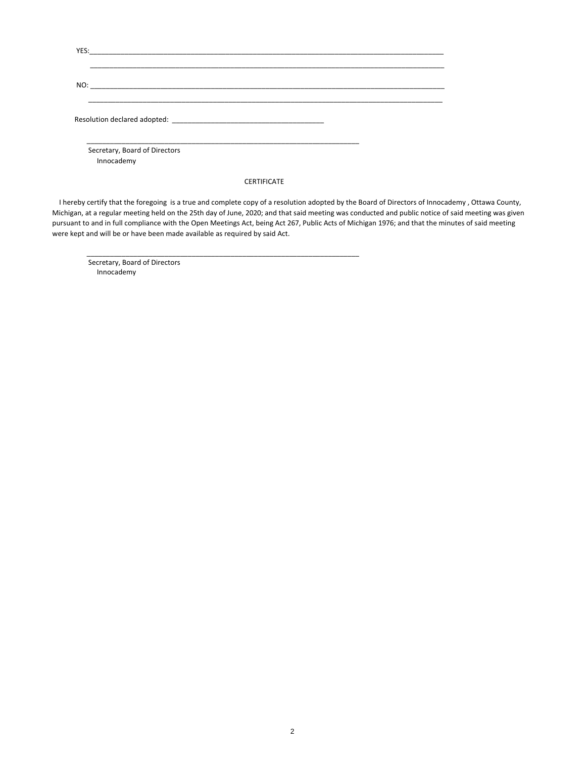YES:\_\_\_\_\_\_\_\_\_\_\_\_\_\_\_\_\_\_\_\_\_\_\_\_\_\_\_\_\_\_\_\_\_\_\_\_\_\_\_\_\_\_\_\_\_\_\_\_\_\_\_\_\_\_\_\_\_\_\_\_\_\_\_\_\_\_\_\_\_\_\_\_\_\_\_\_\_\_\_\_\_\_\_\_\_\_\_\_

\_\_\_\_\_\_\_\_\_\_\_\_\_\_\_\_\_\_\_\_\_\_\_\_\_\_\_\_\_\_\_\_\_\_\_\_\_\_\_\_\_\_\_\_\_\_\_\_\_\_\_\_\_\_\_\_\_\_\_\_\_\_\_\_\_\_\_\_\_\_\_\_\_\_\_\_\_\_\_\_\_\_\_\_\_\_\_\_

NO: \_\_\_\_\_\_\_\_\_\_\_\_\_\_\_\_\_\_\_\_\_\_\_\_\_\_\_\_\_\_\_\_\_\_\_\_\_\_\_\_\_\_\_\_\_\_\_\_\_\_\_\_\_\_\_\_\_\_\_\_\_\_\_\_\_\_\_\_\_\_\_\_\_\_\_\_\_\_\_\_\_\_\_\_\_\_\_\_

\_\_\_\_\_\_\_\_\_\_\_\_\_\_\_\_\_\_\_\_\_\_\_\_\_\_\_\_\_\_\_\_\_\_\_\_\_\_\_\_\_\_\_\_\_\_\_\_\_\_\_\_\_\_\_\_\_\_\_\_\_\_\_\_\_\_\_\_\_\_\_\_\_\_\_\_\_\_\_\_\_\_\_\_\_\_\_\_

Resolution declared adopted: \_\_\_\_\_\_\_\_\_\_\_\_\_\_\_\_\_\_\_\_\_\_\_\_\_\_\_\_\_\_\_\_\_\_\_\_\_\_\_

\_\_\_\_\_\_\_\_\_\_\_\_\_\_\_\_\_\_\_\_\_\_\_\_\_\_\_\_\_\_\_\_\_\_\_\_\_\_\_\_\_\_\_\_\_\_\_\_\_\_\_\_\_\_\_\_\_\_\_\_\_\_\_\_\_\_\_\_\_\_

Secretary, Board of Directors
Innocademy

CERTIFICATE

I hereby certify that the foregoing is a true and complete copy of a resolution adopted by the Board of Directors of Innocademy , Ottawa County, Michigan, at a regular meeting held on the 25th day of June, 2020; and that said meeting was conducted and public notice of said meeting was given pursuant to and in full compliance with the Open Meetings Act, being Act 267, Public Acts of Michigan 1976; and that the minutes of said meeting were kept and will be or have been made available as required by said Act.

\_\_\_\_\_\_\_\_\_\_\_\_\_\_\_\_\_\_\_\_\_\_\_\_\_\_\_\_\_\_\_\_\_\_\_\_\_\_\_\_\_\_\_\_\_\_\_\_\_\_\_\_\_\_\_\_\_\_\_\_\_\_\_\_\_\_\_\_\_\_

Secretary, Board of Directors
Innocademy